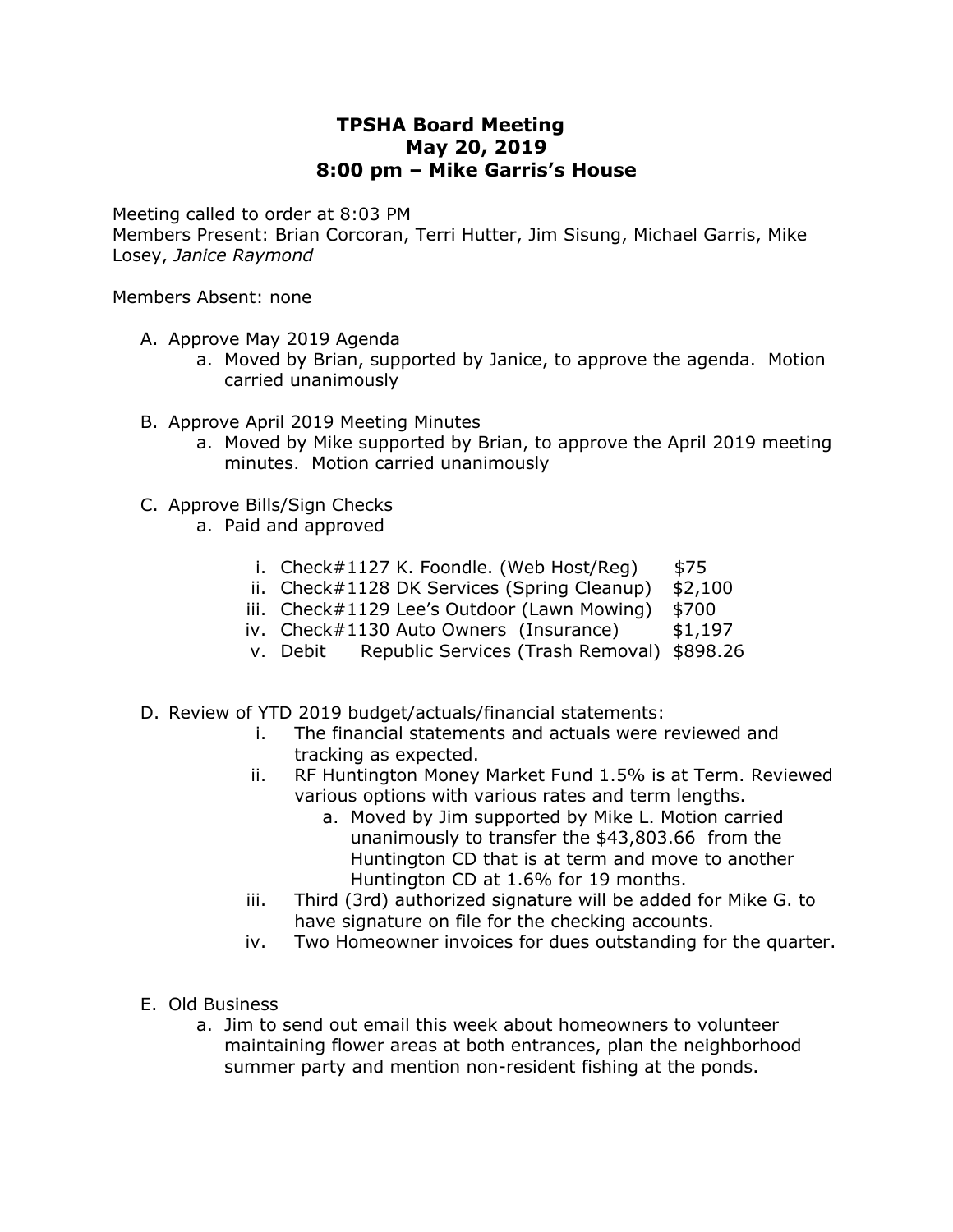# TPSHA Board Meeting
## May 20, 2019
## 8:00 pm – Mike Garris's House

Meeting called to order at 8:03 PM
Members Present: Brian Corcoran, Terri Hutter, Jim Sisung, Michael Garris, Mike Losey, *Janice Raymond*

Members Absent: none

A. Approve May 2019 Agenda
   a. Moved by Brian, supported by Janice, to approve the agenda. Motion carried unanimously

B. Approve April 2019 Meeting Minutes
   a. Moved by Mike supported by Brian, to approve the April 2019 meeting minutes. Motion carried unanimously

C. Approve Bills/Sign Checks
   a. Paid and approved
      i. Check#1127 K. Foondle. (Web Host/Reg) $75
      ii. Check#1128 DK Services (Spring Cleanup) $2,100
      iii. Check#1129 Lee's Outdoor (Lawn Mowing) $700
      iv. Check#1130 Auto Owners (Insurance) $1,197
      v. Debit Republic Services (Trash Removal) $898.26

D. Review of YTD 2019 budget/actuals/financial statements:
   i. The financial statements and actuals were reviewed and tracking as expected.
   ii. RF Huntington Money Market Fund 1.5% is at Term. Reviewed various options with various rates and term lengths.
      a. Moved by Jim supported by Mike L. Motion carried unanimously to transfer the $43,803.66 from the Huntington CD that is at term and move to another Huntington CD at 1.6% for 19 months.
   iii. Third (3rd) authorized signature will be added for Mike G. to have signature on file for the checking accounts.
   iv. Two Homeowner invoices for dues outstanding for the quarter.

E. Old Business
   a. Jim to send out email this week about homeowners to volunteer maintaining flower areas at both entrances, plan the neighborhood summer party and mention non-resident fishing at the ponds.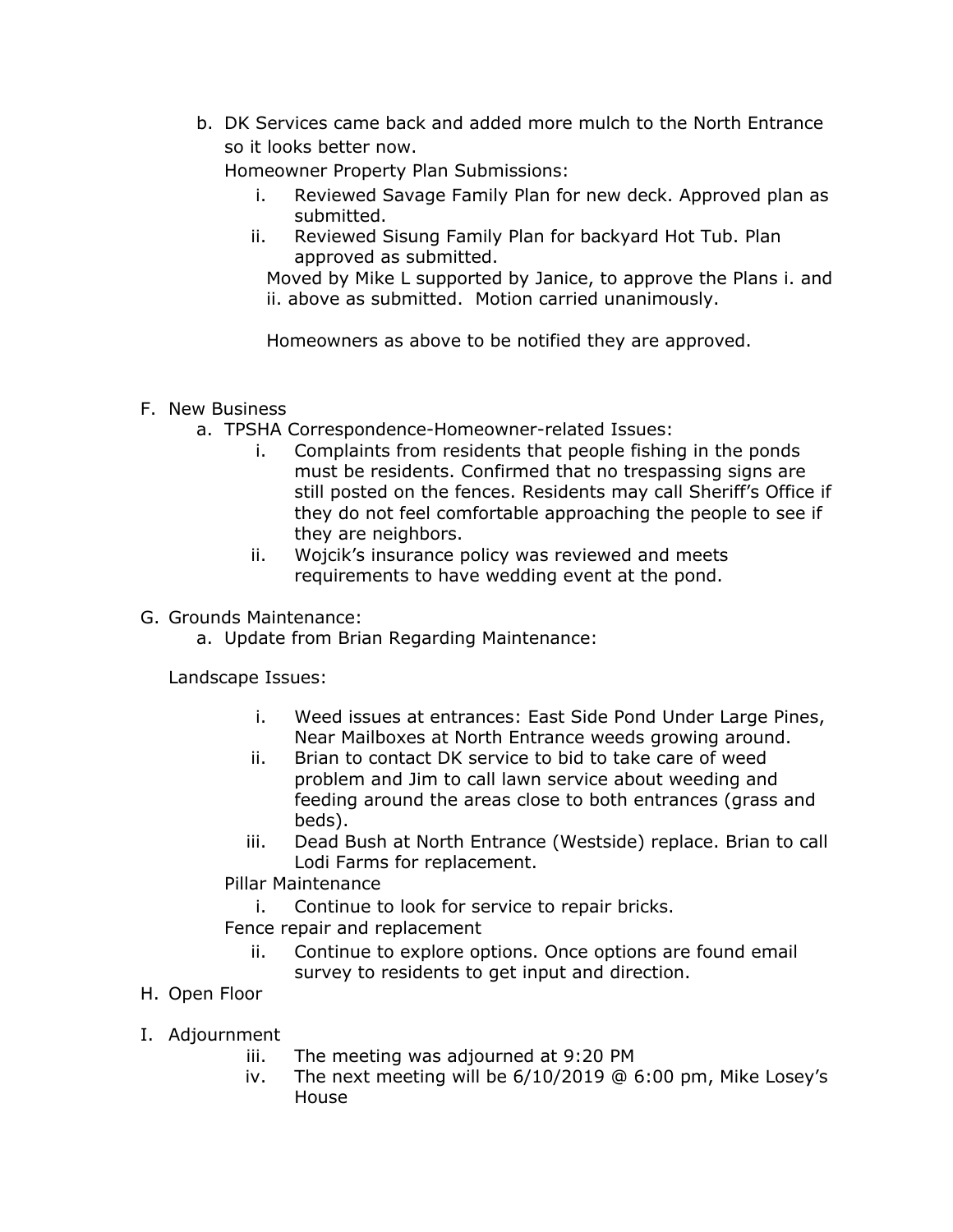b. DK Services came back and added more mulch to the North Entrance so it looks better now.

   Homeowner Property Plan Submissions:

   i. Reviewed Savage Family Plan for new deck. Approved plan as submitted.
   ii. Reviewed Sisung Family Plan for backyard Hot Tub. Plan approved as submitted.

   Moved by Mike L supported by Janice, to approve the Plans i. and ii. above as submitted. Motion carried unanimously.

   Homeowners as above to be notified they are approved.

F. New Business

   a. TPSHA Correspondence-Homeowner-related Issues:

      i. Complaints from residents that people fishing in the ponds must be residents. Confirmed that no trespassing signs are still posted on the fences. Residents may call Sheriff's Office if they do not feel comfortable approaching the people to see if they are neighbors.
      ii. Wojcik's insurance policy was reviewed and meets requirements to have wedding event at the pond.

G. Grounds Maintenance:

   a. Update from Brian Regarding Maintenance:

   Landscape Issues:

   i. Weed issues at entrances: East Side Pond Under Large Pines, Near Mailboxes at North Entrance weeds growing around.
   ii. Brian to contact DK service to bid to take care of weed problem and Jim to call lawn service about weeding and feeding around the areas close to both entrances (grass and beds).
   iii. Dead Bush at North Entrance (Westside) replace. Brian to call Lodi Farms for replacement.

   Pillar Maintenance

   i. Continue to look for service to repair bricks.

   Fence repair and replacement

   ii. Continue to explore options. Once options are found email survey to residents to get input and direction.

H. Open Floor

I. Adjournment

   iii. The meeting was adjourned at 9:20 PM
   iv. The next meeting will be 6/10/2019 @ 6:00 pm, Mike Losey's House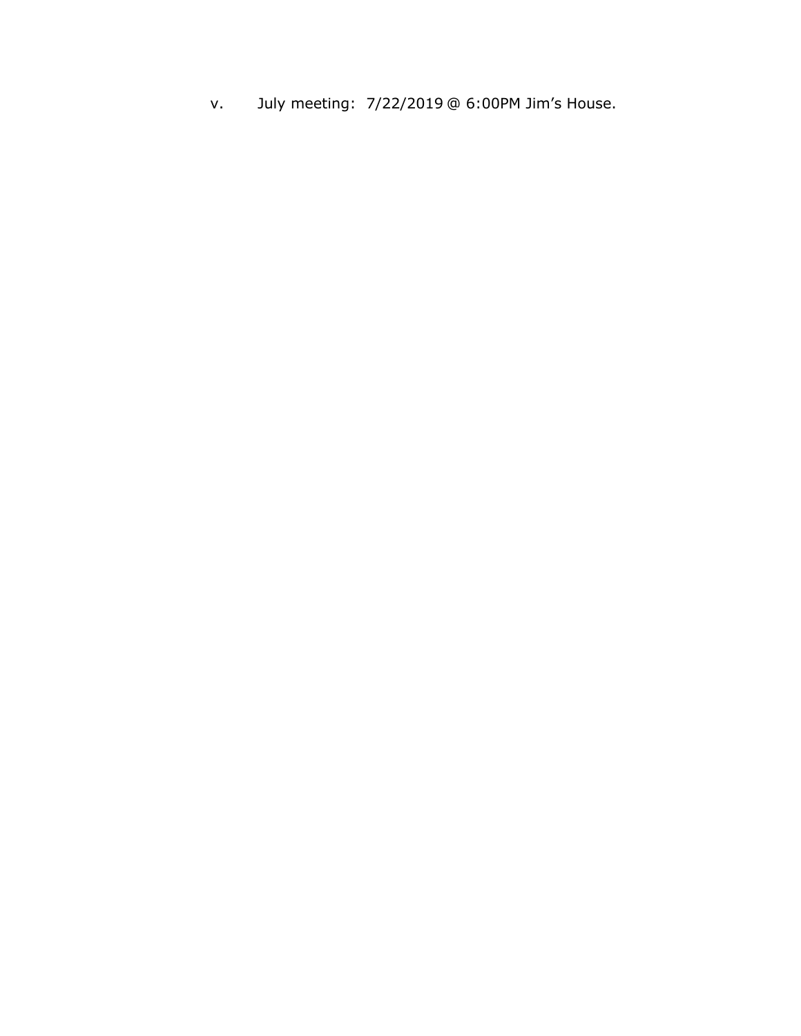v. July meeting: 7/22/2019 @ 6:00PM Jim's House.